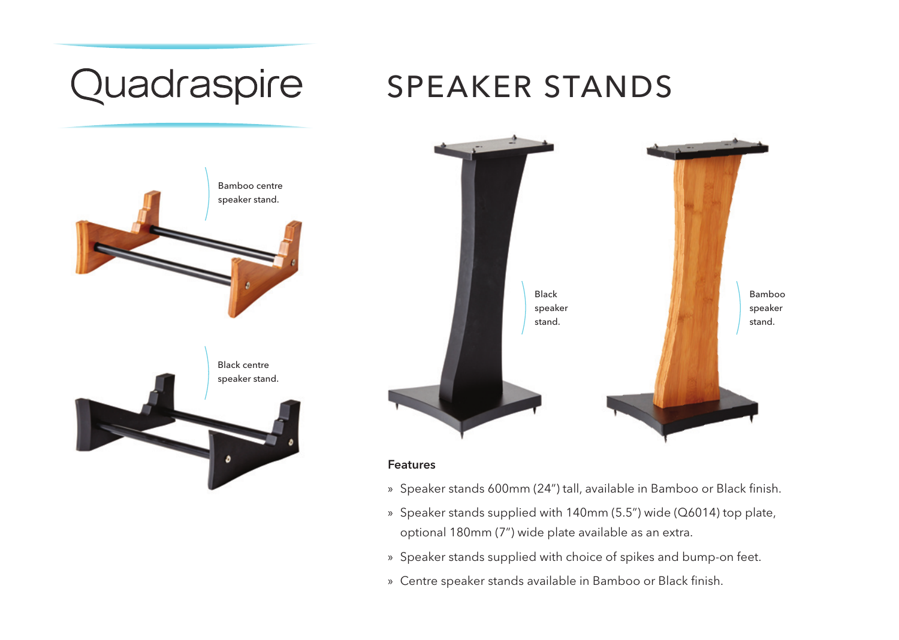Quadraspire

# SPEAKER STANDS

Bamboo centre speaker stand.

Black centre speaker stand.

Black speaker stand.

Bamboo speaker stand.

**Features**

- Speaker stands 600mm (24") tall, available in Bamboo or Black finish.
- Speaker stands supplied with 140mm (5.5") wide (Q6014) top plate, optional 180mm (7") wide plate available as an extra.
- Speaker stands supplied with choice of spikes and bump-on feet.
- Centre speaker stands available in Bamboo or Black finish.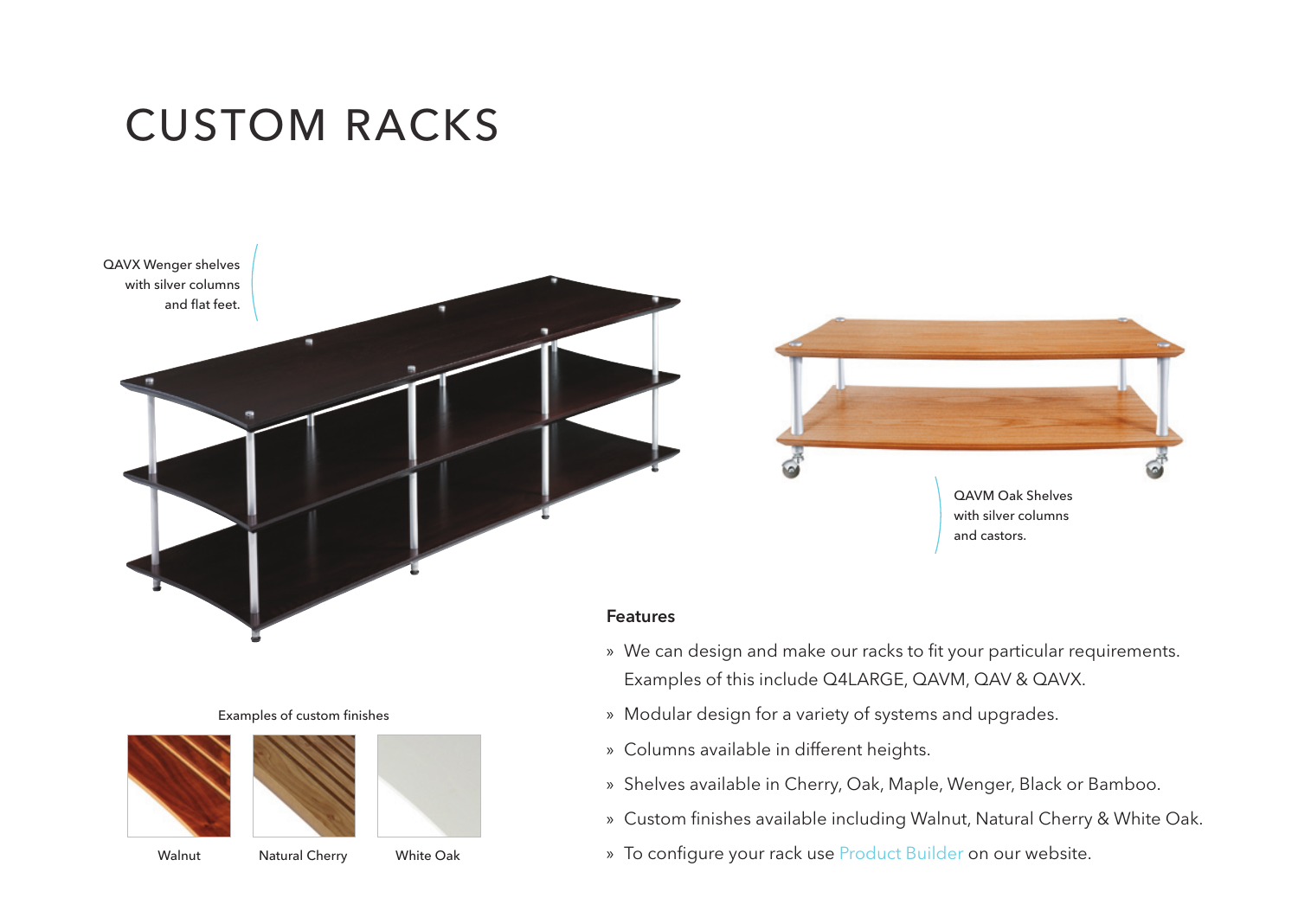# CUSTOM RACKS

QAVX Wenger shelves with silver columns and flat feet.

QAVM Oak Shelves with silver columns and castors.

Examples of custom finishes

Walnut

Natural Cherry

White Oak

**Features**

- We can design and make our racks to fit your particular requirements. Examples of this include Q4LARGE, QAVM, QAV & QAVX.
- Modular design for a variety of systems and upgrades.
- Columns available in different heights.
- Shelves available in Cherry, Oak, Maple, Wenger, Black or Bamboo.
- Custom finishes available including Walnut, Natural Cherry & White Oak.
- To configure your rack use Product Builder on our website.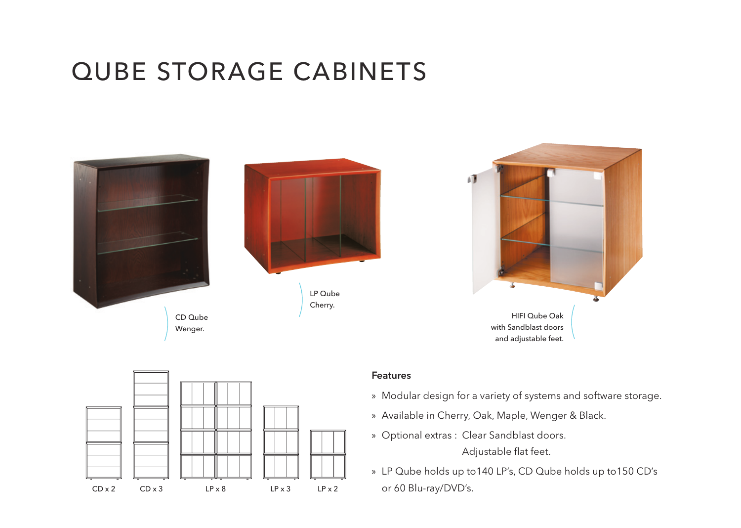# QUBE STORAGE CABINETS

CD Qube
Wenger.

LP Qube
Cherry.

HIFI Qube Oak
with Sandblast doors
and adjustable feet.

CD x 2 CD x 3 LP x 8 LP x 3 LP x 2

**Features**

» Modular design for a variety of systems and software storage.

» Available in Cherry, Oak, Maple, Wenger & Black.

» Optional extras : Clear Sandblast doors.
  Adjustable flat feet.

» LP Qube holds up to140 LP's, CD Qube holds up to150 CD's or 60 Blu-ray/DVD's.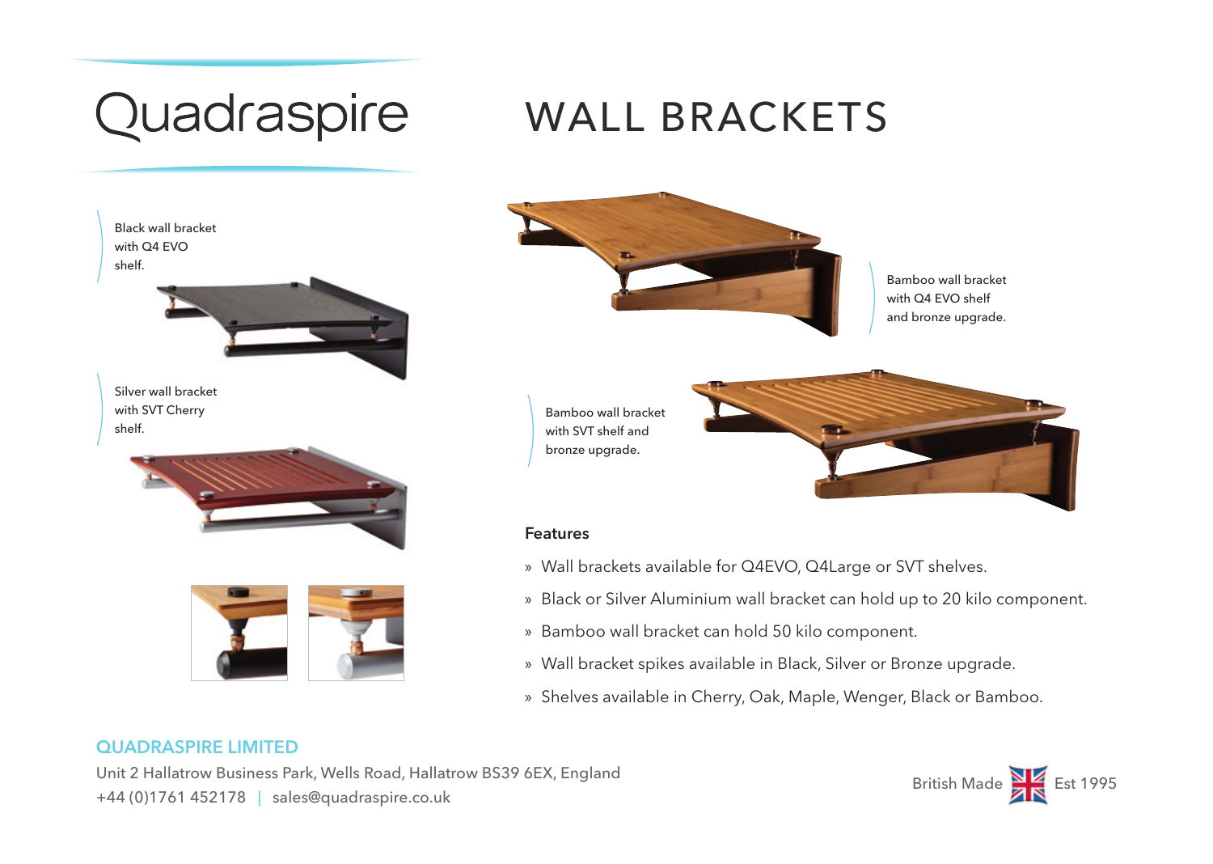# Quadraspire

# WALL BRACKETS

Black wall bracket with Q4 EVO shelf.

Silver wall bracket with SVT Cherry shelf.

Bamboo wall bracket with Q4 EVO shelf and bronze upgrade.

Bamboo wall bracket with SVT shelf and bronze upgrade.

### Features

- Wall brackets available for Q4EVO, Q4Large or SVT shelves.
- Black or Silver Aluminium wall bracket can hold up to 20 kilo component.
- Bamboo wall bracket can hold 50 kilo component.
- Wall bracket spikes available in Black, Silver or Bronze upgrade.
- Shelves available in Cherry, Oak, Maple, Wenger, Black or Bamboo.

**QUADRASPIRE LIMITED**

Unit 2 Hallatrow Business Park, Wells Road, Hallatrow BS39 6EX, England
+44 (0)1761 452178 | sales@quadraspire.co.uk

British Made Est 1995